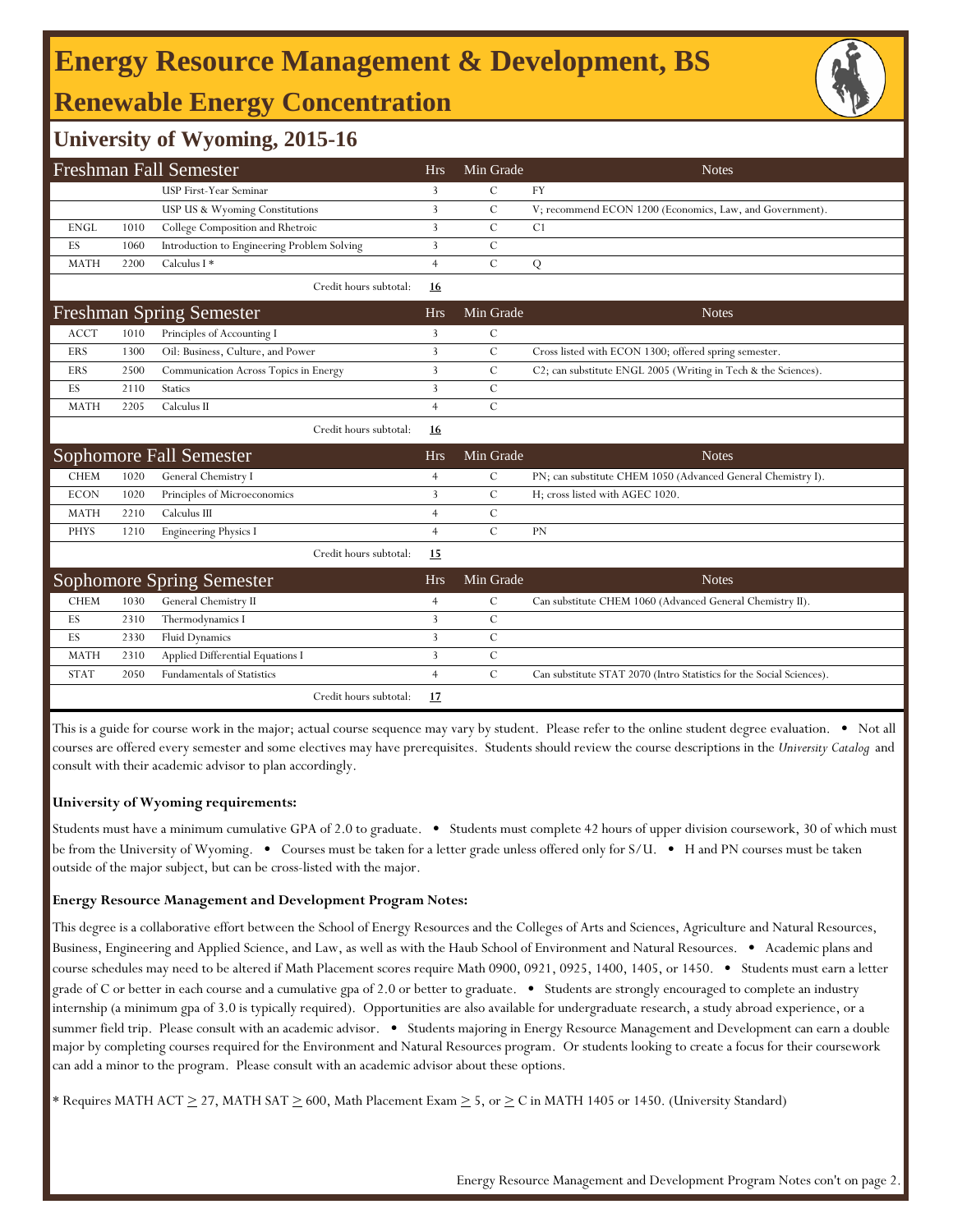# Energy Resource Management & Development, BS

## Renewable Energy Concentration

### University of Wyoming, 2015-16

| Freshman Fall Semester | | | Hrs | Min Grade | Notes |
|---|---|---|---|---|---|
| | | USP First-Year Seminar | 3 | C | FY |
| | | USP US & Wyoming Constitutions | 3 | C | V; recommend ECON 1200 (Economics, Law, and Government). |
| ENGL | 1010 | College Composition and Rhetroic | 3 | C | C1 |
| ES | 1060 | Introduction to Engineering Problem Solving | 3 | C | |
| MATH | 2200 | Calculus I * | 4 | C | Q |
| | | Credit hours subtotal: | **16** | | |

| Freshman Spring Semester | | | Hrs | Min Grade | Notes |
|---|---|---|---|---|---|
| ACCT | 1010 | Principles of Accounting I | 3 | C | |
| ERS | 1300 | Oil: Business, Culture, and Power | 3 | C | Cross listed with ECON 1300; offered spring semester. |
| ERS | 2500 | Communication Across Topics in Energy | 3 | C | C2; can substitute ENGL 2005 (Writing in Tech & the Sciences). |
| ES | 2110 | Statics | 3 | C | |
| MATH | 2205 | Calculus II | 4 | C | |
| | | Credit hours subtotal: | **16** | | |

| Sophomore Fall Semester | | | Hrs | Min Grade | Notes |
|---|---|---|---|---|---|
| CHEM | 1020 | General Chemistry I | 4 | C | PN; can substitute CHEM 1050 (Advanced General Chemistry I). |
| ECON | 1020 | Principles of Microeconomics | 3 | C | H; cross listed with AGEC 1020. |
| MATH | 2210 | Calculus III | 4 | C | |
| PHYS | 1210 | Engineering Physics I | 4 | C | PN |
| | | Credit hours subtotal: | **15** | | |

| Sophomore Spring Semester | | | Hrs | Min Grade | Notes |
|---|---|---|---|---|---|
| CHEM | 1030 | General Chemistry II | 4 | C | Can substitute CHEM 1060 (Advanced General Chemistry II). |
| ES | 2310 | Thermodynamics I | 3 | C | |
| ES | 2330 | Fluid Dynamics | 3 | C | |
| MATH | 2310 | Applied Differential Equations I | 3 | C | |
| STAT | 2050 | Fundamentals of Statistics | 4 | C | Can substitute STAT 2070 (Intro Statistics for the Social Sciences). |
| | | Credit hours subtotal: | **17** | | |

This is a guide for course work in the major; actual course sequence may vary by student. Please refer to the online student degree evaluation. • Not all courses are offered every semester and some electives may have prerequisites. Students should review the course descriptions in the *University Catalog* and consult with their academic advisor to plan accordingly.

**University of Wyoming requirements:**

Students must have a minimum cumulative GPA of 2.0 to graduate. • Students must complete 42 hours of upper division coursework, 30 of which must be from the University of Wyoming. • Courses must be taken for a letter grade unless offered only for S/U. • H and PN courses must be taken outside of the major subject, but can be cross-listed with the major.

**Energy Resource Management and Development Program Notes:**

This degree is a collaborative effort between the School of Energy Resources and the Colleges of Arts and Sciences, Agriculture and Natural Resources, Business, Engineering and Applied Science, and Law, as well as with the Haub School of Environment and Natural Resources. • Academic plans and course schedules may need to be altered if Math Placement scores require Math 0900, 0921, 0925, 1400, 1405, or 1450. • Students must earn a letter grade of C or better in each course and a cumulative gpa of 2.0 or better to graduate. • Students are strongly encouraged to complete an industry internship (a minimum gpa of 3.0 is typically required). Opportunities are also available for undergraduate research, a study abroad experience, or a summer field trip. Please consult with an academic advisor. • Students majoring in Energy Resource Management and Development can earn a double major by completing courses required for the Environment and Natural Resources program. Or students looking to create a focus for their coursework can add a minor to the program. Please consult with an academic advisor about these options.

* Requires MATH ACT $\geq$ 27, MATH SAT $\geq$ 600, Math Placement Exam $\geq$ 5, or $\geq$ C in MATH 1405 or 1450. (University Standard)

Energy Resource Management and Development Program Notes con't on page 2.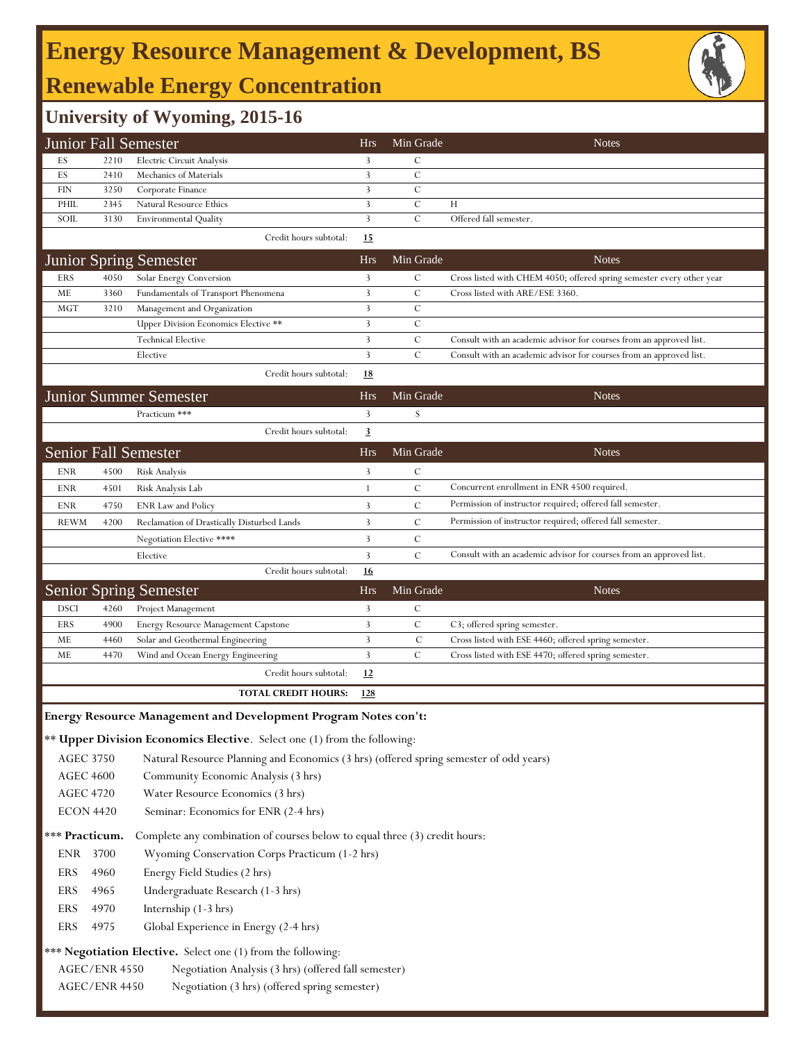# Energy Resource Management & Development, BS

## Renewable Energy Concentration

## University of Wyoming, 2015-16

| Junior Fall Semester | | | Hrs | Min Grade | Notes |
|---|---|---|---|---|---|
| ES | 2210 | Electric Circuit Analysis | 3 | C | |
| ES | 2410 | Mechanics of Materials | 3 | C | |
| FIN | 3250 | Corporate Finance | 3 | C | |
| PHIL | 2345 | Natural Resource Ethics | 3 | C | H |
| SOIL | 3130 | Environmental Quality | 3 | C | Offered fall semester. |
| | | Credit hours subtotal: | 15 | | |

| Junior Spring Semester | | | Hrs | Min Grade | Notes |
|---|---|---|---|---|---|
| ERS | 4050 | Solar Energy Conversion | 3 | C | Cross listed with CHEM 4050; offered spring semester every other year |
| ME | 3360 | Fundamentals of Transport Phenomena | 3 | C | Cross listed with ARE/ESE 3360. |
| MGT | 3210 | Management and Organization | 3 | C | |
| | | Upper Division Economics Elective ** | 3 | C | |
| | | Technical Elective | 3 | C | Consult with an academic advisor for courses from an approved list. |
| | | Elective | 3 | C | Consult with an academic advisor for courses from an approved list. |
| | | Credit hours subtotal: | 18 | | |

| Junior Summer Semester | | | Hrs | Min Grade | Notes |
|---|---|---|---|---|---|
| | | Practicum *** | 3 | S | |
| | | Credit hours subtotal: | 3 | | |

| Senior Fall Semester | | | Hrs | Min Grade | Notes |
|---|---|---|---|---|---|
| ENR | 4500 | Risk Analysis | 3 | C | |
| ENR | 4501 | Risk Analysis Lab | 1 | C | Concurrent enrollment in ENR 4500 required. |
| ENR | 4750 | ENR Law and Policy | 3 | C | Permission of instructor required; offered fall semester. |
| REWM | 4200 | Reclamation of Drastically Disturbed Lands | 3 | C | Permission of instructor required; offered fall semester. |
| | | Negotiation Elective **** | 3 | C | |
| | | Elective | 3 | C | Consult with an academic advisor for courses from an approved list. |
| | | Credit hours subtotal: | 16 | | |

| Senior Spring Semester | | | Hrs | Min Grade | Notes |
|---|---|---|---|---|---|
| DSCI | 4260 | Project Management | 3 | C | |
| ERS | 4900 | Energy Resource Management Capstone | 3 | C | C3; offered spring semester. |
| ME | 4460 | Solar and Geothermal Engineering | 3 | C | Cross listed with ESE 4460; offered spring semester. |
| ME | 4470 | Wind and Ocean Energy Engineering | 3 | C | Cross listed with ESE 4470; offered spring semester. |
| | | Credit hours subtotal: | 12 | | |
| | | **TOTAL CREDIT HOURS:** | 128 | | |

**Energy Resource Management and Development Program Notes con't:**

** **Upper Division Economics Elective**. Select one (1) from the following:

- AGEC 3750 — Natural Resource Planning and Economics (3 hrs) (offered spring semester of odd years)
- AGEC 4600 — Community Economic Analysis (3 hrs)
- AGEC 4720 — Water Resource Economics (3 hrs)
- ECON 4420 — Seminar: Economics for ENR (2-4 hrs)

*** **Practicum.** Complete any combination of courses below to equal three (3) credit hours:

- ENR 3700 — Wyoming Conservation Corps Practicum (1-2 hrs)
- ERS 4960 — Energy Field Studies (2 hrs)
- ERS 4965 — Undergraduate Research (1-3 hrs)
- ERS 4970 — Internship (1-3 hrs)
- ERS 4975 — Global Experience in Energy (2-4 hrs)

*** **Negotiation Elective.** Select one (1) from the following:

- AGEC/ENR 4550 — Negotiation Analysis (3 hrs) (offered fall semester)
- AGEC/ENR 4450 — Negotiation (3 hrs) (offered spring semester)